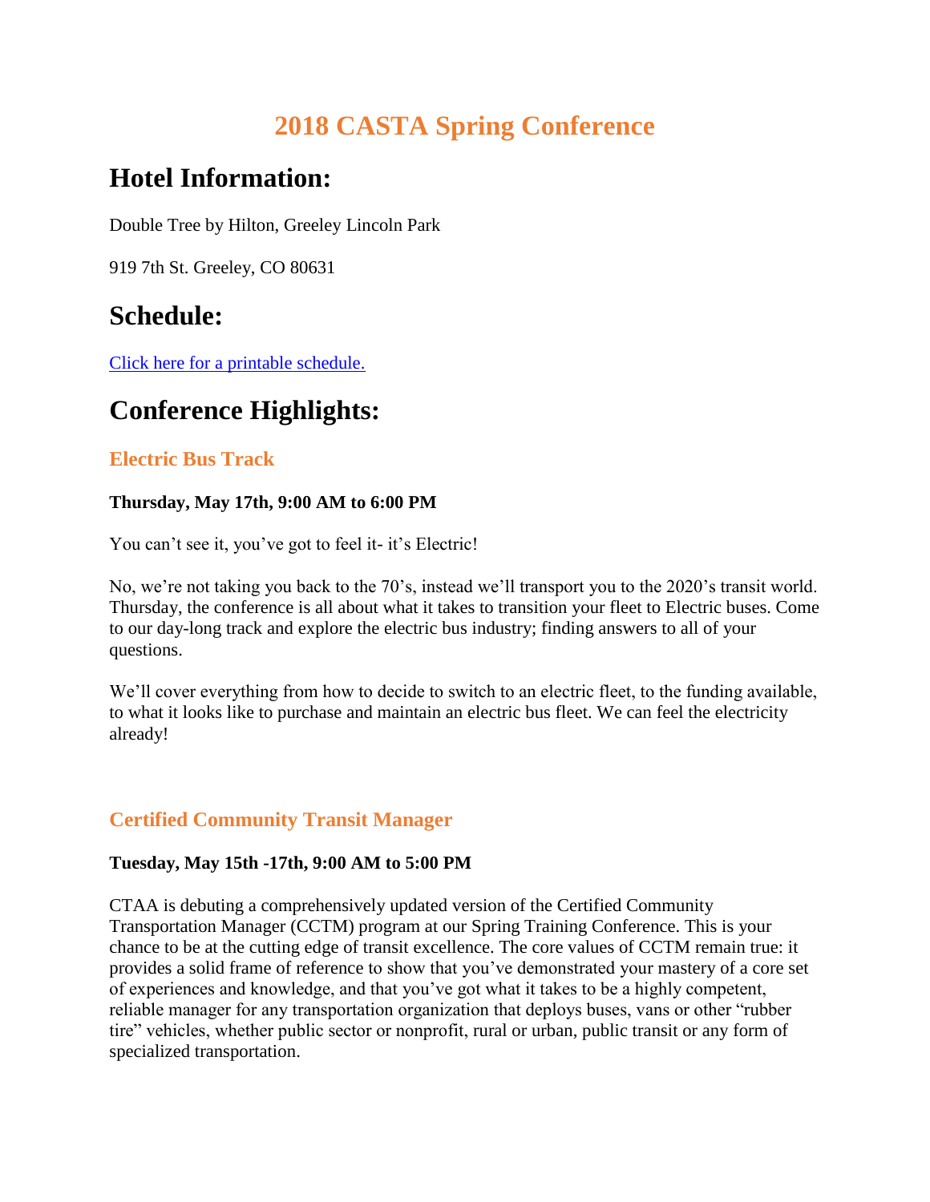# 2018 CASTA Spring Conference

## Hotel Information:

Double Tree by Hilton, Greeley Lincoln Park

919 7th St. Greeley, CO 80631

## Schedule:

[Click here for a printable schedule.]

## Conference Highlights:

### Electric Bus Track

**Thursday, May 17th, 9:00 AM to 6:00 PM**

You can't see it, you've got to feel it- it's Electric!

No, we're not taking you back to the 70's, instead we'll transport you to the 2020's transit world. Thursday, the conference is all about what it takes to transition your fleet to Electric buses. Come to our day-long track and explore the electric bus industry; finding answers to all of your questions.

We'll cover everything from how to decide to switch to an electric fleet, to the funding available, to what it looks like to purchase and maintain an electric bus fleet. We can feel the electricity already!

### Certified Community Transit Manager

**Tuesday, May 15th -17th, 9:00 AM to 5:00 PM**

CTAA is debuting a comprehensively updated version of the Certified Community Transportation Manager (CCTM) program at our Spring Training Conference. This is your chance to be at the cutting edge of transit excellence. The core values of CCTM remain true: it provides a solid frame of reference to show that you've demonstrated your mastery of a core set of experiences and knowledge, and that you've got what it takes to be a highly competent, reliable manager for any transportation organization that deploys buses, vans or other "rubber tire" vehicles, whether public sector or nonprofit, rural or urban, public transit or any form of specialized transportation.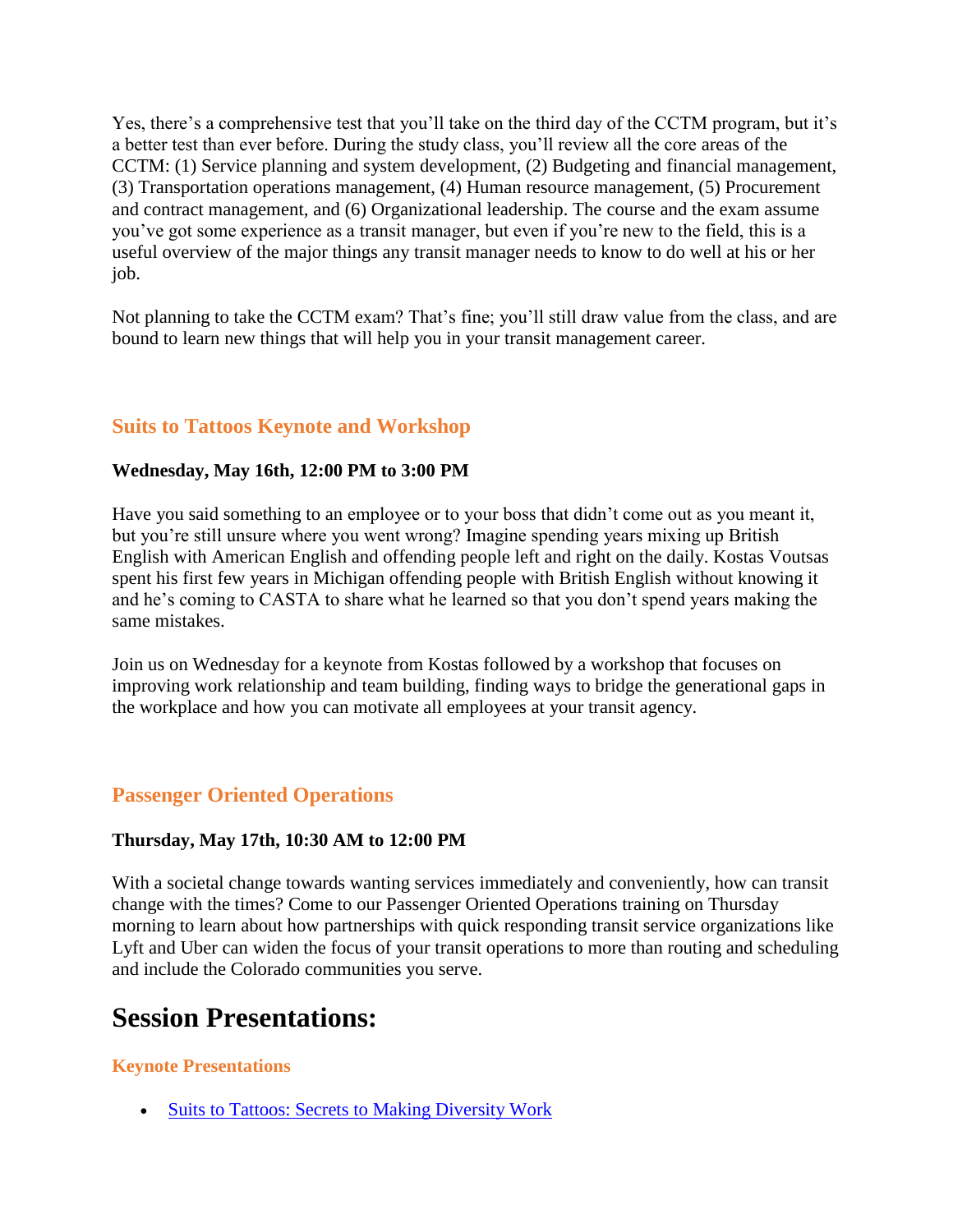Yes, there's a comprehensive test that you'll take on the third day of the CCTM program, but it's a better test than ever before. During the study class, you'll review all the core areas of the CCTM: (1) Service planning and system development, (2) Budgeting and financial management, (3) Transportation operations management, (4) Human resource management, (5) Procurement and contract management, and (6) Organizational leadership. The course and the exam assume you've got some experience as a transit manager, but even if you're new to the field, this is a useful overview of the major things any transit manager needs to know to do well at his or her job.

Not planning to take the CCTM exam? That's fine; you'll still draw value from the class, and are bound to learn new things that will help you in your transit management career.

### Suits to Tattoos Keynote and Workshop

**Wednesday, May 16th, 12:00 PM to 3:00 PM**

Have you said something to an employee or to your boss that didn't come out as you meant it, but you're still unsure where you went wrong? Imagine spending years mixing up British English with American English and offending people left and right on the daily. Kostas Voutsas spent his first few years in Michigan offending people with British English without knowing it and he's coming to CASTA to share what he learned so that you don't spend years making the same mistakes.

Join us on Wednesday for a keynote from Kostas followed by a workshop that focuses on improving work relationship and team building, finding ways to bridge the generational gaps in the workplace and how you can motivate all employees at your transit agency.

### Passenger Oriented Operations

**Thursday, May 17th, 10:30 AM to 12:00 PM**

With a societal change towards wanting services immediately and conveniently, how can transit change with the times? Come to our Passenger Oriented Operations training on Thursday morning to learn about how partnerships with quick responding transit service organizations like Lyft and Uber can widen the focus of your transit operations to more than routing and scheduling and include the Colorado communities you serve.

## Session Presentations:

### Keynote Presentations

- Suits to Tattoos: Secrets to Making Diversity Work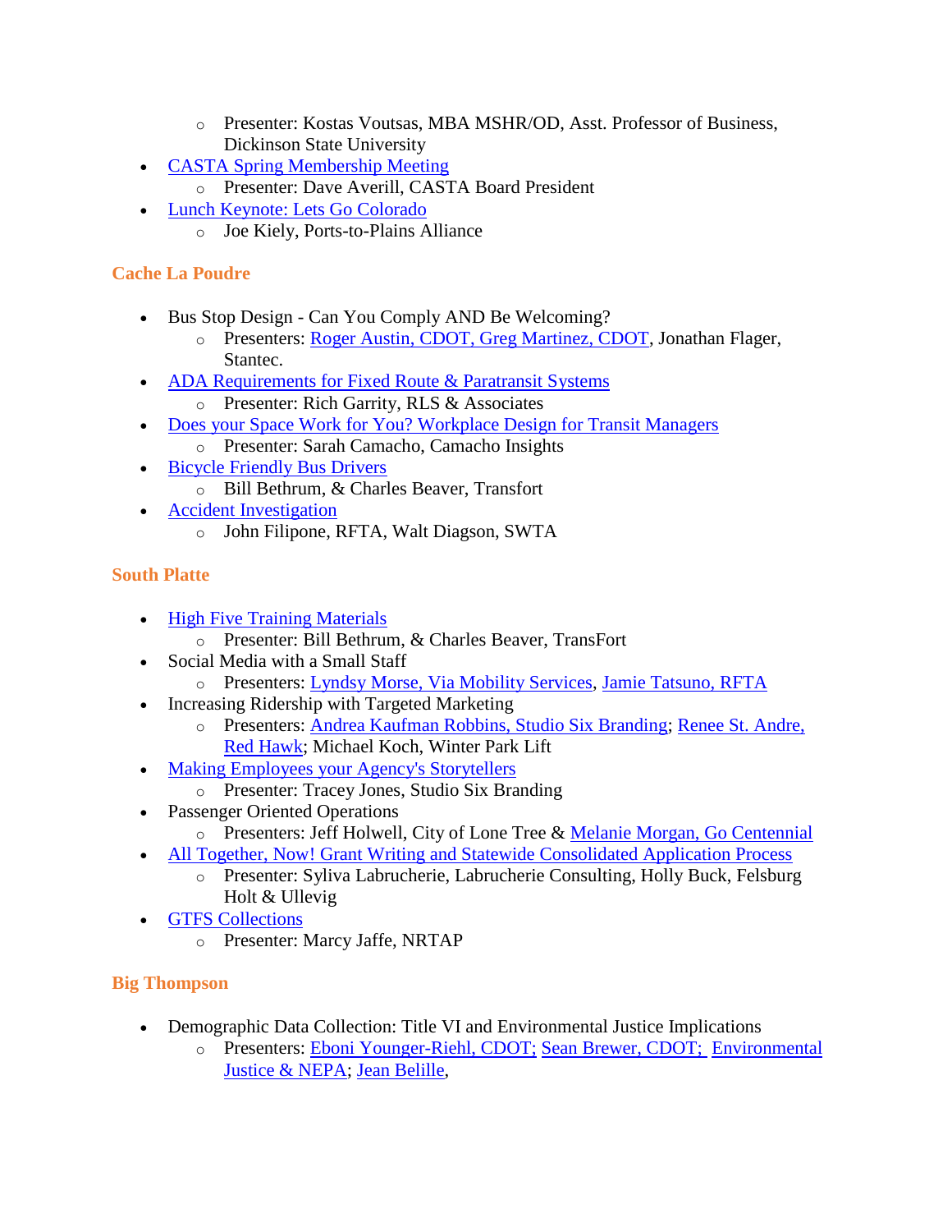- Presenter: Kostas Voutsas, MBA MSHR/OD, Asst. Professor of Business, Dickinson State University
- CASTA Spring Membership Meeting
    - Presenter: Dave Averill, CASTA Board President
- Lunch Keynote: Lets Go Colorado
    - Joe Kiely, Ports-to-Plains Alliance

### Cache La Poudre

- Bus Stop Design - Can You Comply AND Be Welcoming?
    - Presenters: Roger Austin, CDOT, Greg Martinez, CDOT, Jonathan Flager, Stantec.
- ADA Requirements for Fixed Route & Paratransit Systems
    - Presenter: Rich Garrity, RLS & Associates
- Does your Space Work for You? Workplace Design for Transit Managers
    - Presenter: Sarah Camacho, Camacho Insights
- Bicycle Friendly Bus Drivers
    - Bill Bethrum, & Charles Beaver, Transfort
- Accident Investigation
    - John Filipone, RFTA, Walt Diagson, SWTA

### South Platte

- High Five Training Materials
    - Presenter: Bill Bethrum, & Charles Beaver, TransFort
- Social Media with a Small Staff
    - Presenters: Lyndsy Morse, Via Mobility Services, Jamie Tatsuno, RFTA
- Increasing Ridership with Targeted Marketing
    - Presenters: Andrea Kaufman Robbins, Studio Six Branding; Renee St. Andre, Red Hawk; Michael Koch, Winter Park Lift
- Making Employees your Agency's Storytellers
    - Presenter: Tracey Jones, Studio Six Branding
- Passenger Oriented Operations
    - Presenters: Jeff Holwell, City of Lone Tree & Melanie Morgan, Go Centennial
- All Together, Now! Grant Writing and Statewide Consolidated Application Process
    - Presenter: Syliva Labrucherie, Labrucherie Consulting, Holly Buck, Felsburg Holt & Ullevig
- GTFS Collections
    - Presenter: Marcy Jaffe, NRTAP

### Big Thompson

- Demographic Data Collection: Title VI and Environmental Justice Implications
    - Presenters: Eboni Younger-Riehl, CDOT; Sean Brewer, CDOT; Environmental Justice & NEPA; Jean Belille,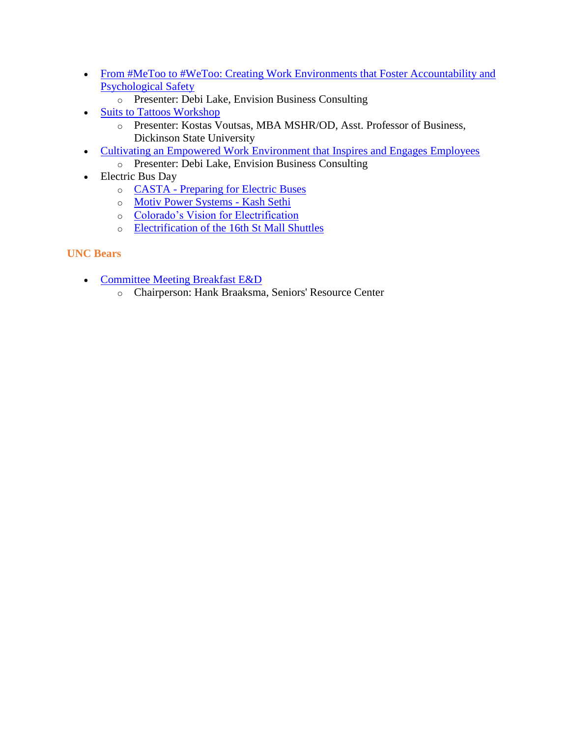- From #MeToo to #WeToo: Creating Work Environments that Foster Accountability and Psychological Safety
  - Presenter: Debi Lake, Envision Business Consulting
- Suits to Tattoos Workshop
  - Presenter: Kostas Voutsas, MBA MSHR/OD, Asst. Professor of Business, Dickinson State University
- Cultivating an Empowered Work Environment that Inspires and Engages Employees
  - Presenter: Debi Lake, Envision Business Consulting
- Electric Bus Day
  - CASTA - Preparing for Electric Buses
  - Motiv Power Systems - Kash Sethi
  - Colorado's Vision for Electrification
  - Electrification of the 16th St Mall Shuttles

### UNC Bears

- Committee Meeting Breakfast E&D
  - Chairperson: Hank Braaksma, Seniors' Resource Center